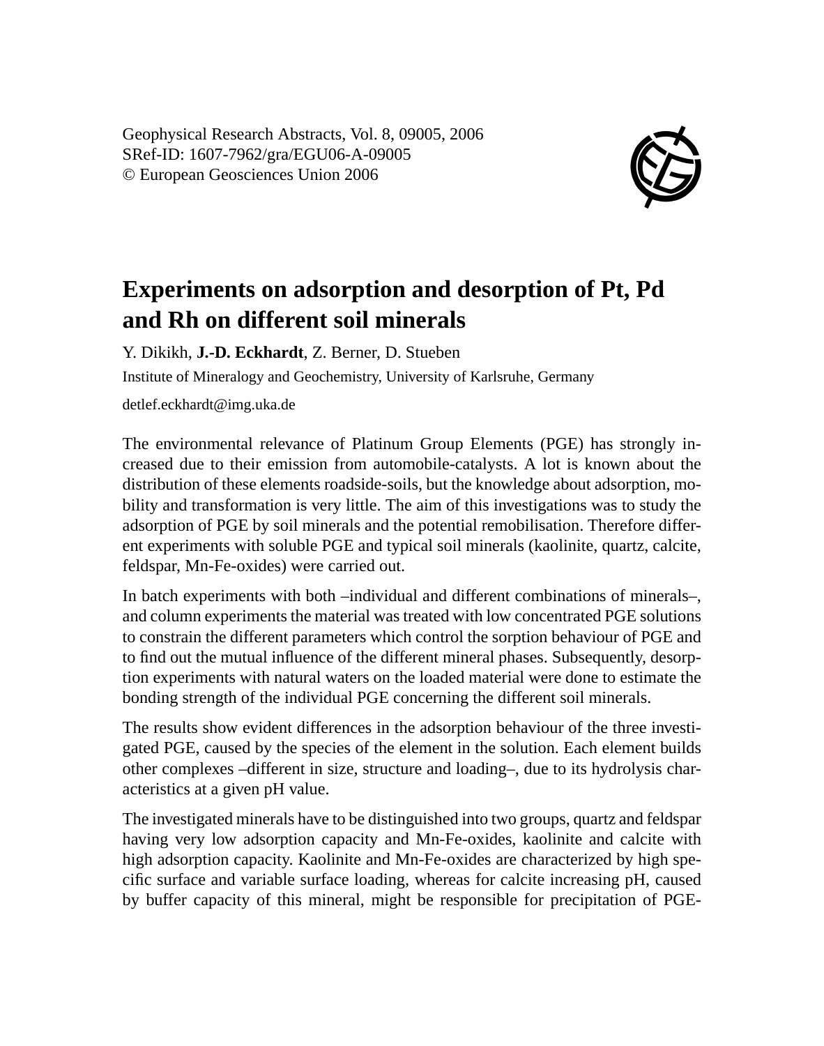Geophysical Research Abstracts, Vol. 8, 09005, 2006
SRef-ID: 1607-7962/gra/EGU06-A-09005
© European Geosciences Union 2006

# Experiments on adsorption and desorption of Pt, Pd and Rh on different soil minerals

Y. Dikikh, **J.-D. Eckhardt**, Z. Berner, D. Stueben

Institute of Mineralogy and Geochemistry, University of Karlsruhe, Germany

detlef.eckhardt@img.uka.de

The environmental relevance of Platinum Group Elements (PGE) has strongly increased due to their emission from automobile-catalysts. A lot is known about the distribution of these elements roadside-soils, but the knowledge about adsorption, mobility and transformation is very little. The aim of this investigations was to study the adsorption of PGE by soil minerals and the potential remobilisation. Therefore different experiments with soluble PGE and typical soil minerals (kaolinite, quartz, calcite, feldspar, Mn-Fe-oxides) were carried out.

In batch experiments with both –individual and different combinations of minerals–, and column experiments the material was treated with low concentrated PGE solutions to constrain the different parameters which control the sorption behaviour of PGE and to find out the mutual influence of the different mineral phases. Subsequently, desorption experiments with natural waters on the loaded material were done to estimate the bonding strength of the individual PGE concerning the different soil minerals.

The results show evident differences in the adsorption behaviour of the three investigated PGE, caused by the species of the element in the solution. Each element builds other complexes –different in size, structure and loading–, due to its hydrolysis characteristics at a given pH value.

The investigated minerals have to be distinguished into two groups, quartz and feldspar having very low adsorption capacity and Mn-Fe-oxides, kaolinite and calcite with high adsorption capacity. Kaolinite and Mn-Fe-oxides are characterized by high specific surface and variable surface loading, whereas for calcite increasing pH, caused by buffer capacity of this mineral, might be responsible for precipitation of PGE-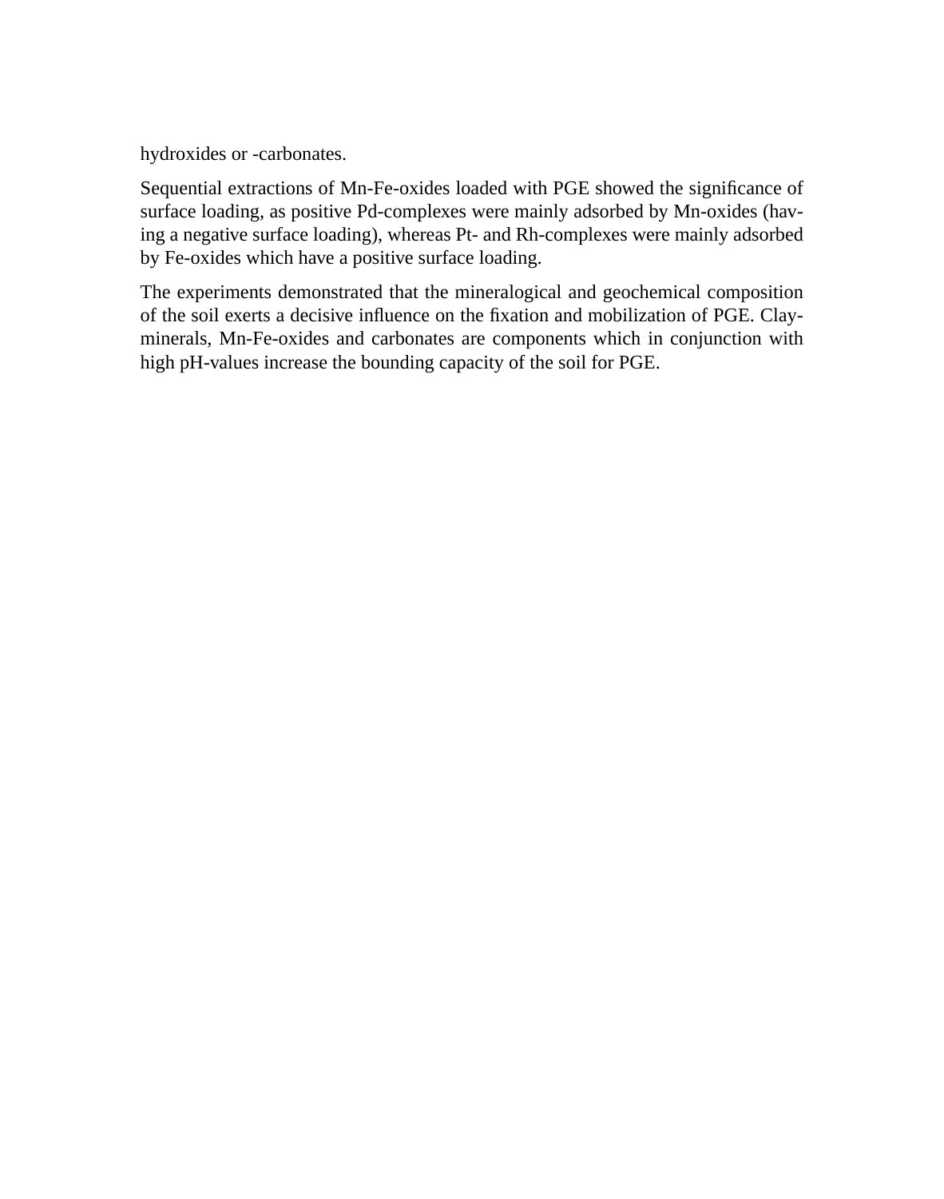hydroxides or -carbonates.

Sequential extractions of Mn-Fe-oxides loaded with PGE showed the significance of surface loading, as positive Pd-complexes were mainly adsorbed by Mn-oxides (having a negative surface loading), whereas Pt- and Rh-complexes were mainly adsorbed by Fe-oxides which have a positive surface loading.

The experiments demonstrated that the mineralogical and geochemical composition of the soil exerts a decisive influence on the fixation and mobilization of PGE. Clay-minerals, Mn-Fe-oxides and carbonates are components which in conjunction with high pH-values increase the bounding capacity of the soil for PGE.